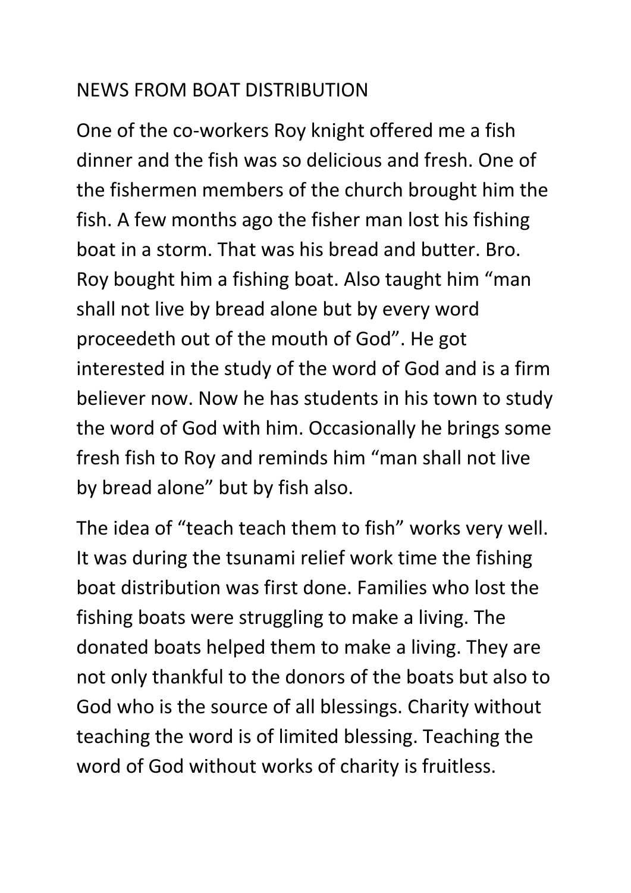# NEWS FROM BOAT DISTRIBUTION

One of the co-workers Roy knight offered me a fish dinner and the fish was so delicious and fresh. One of the fishermen members of the church brought him the fish. A few months ago the fisher man lost his fishing boat in a storm. That was his bread and butter. Bro. Roy bought him a fishing boat. Also taught him "man shall not live by bread alone but by every word proceedeth out of the mouth of God". He got interested in the study of the word of God and is a firm believer now. Now he has students in his town to study the word of God with him. Occasionally he brings some fresh fish to Roy and reminds him "man shall not live by bread alone" but by fish also.

The idea of "teach teach them to fish" works very well. It was during the tsunami relief work time the fishing boat distribution was first done. Families who lost the fishing boats were struggling to make a living. The donated boats helped them to make a living. They are not only thankful to the donors of the boats but also to God who is the source of all blessings. Charity without teaching the word is of limited blessing. Teaching the word of God without works of charity is fruitless.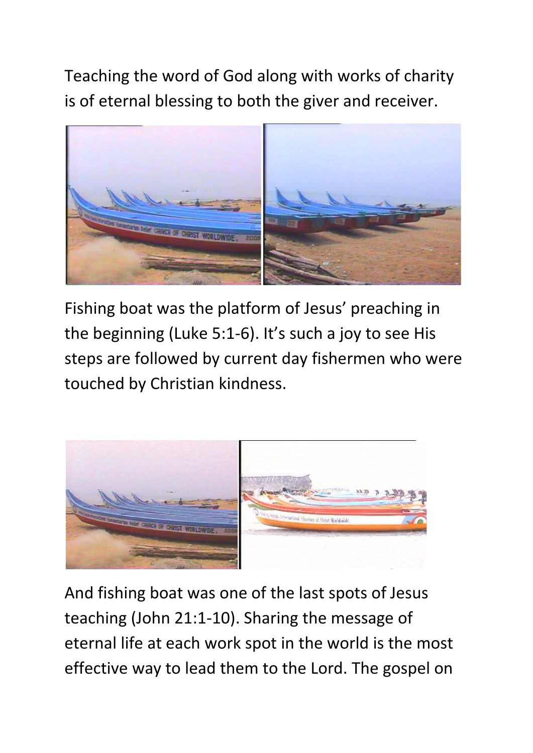Teaching the word of God along with works of charity is of eternal blessing to both the giver and receiver.

Fishing boat was the platform of Jesus' preaching in the beginning (Luke 5:1-6). It's such a joy to see His steps are followed by current day fishermen who were touched by Christian kindness.

And fishing boat was one of the last spots of Jesus teaching (John 21:1-10). Sharing the message of eternal life at each work spot in the world is the most effective way to lead them to the Lord. The gospel on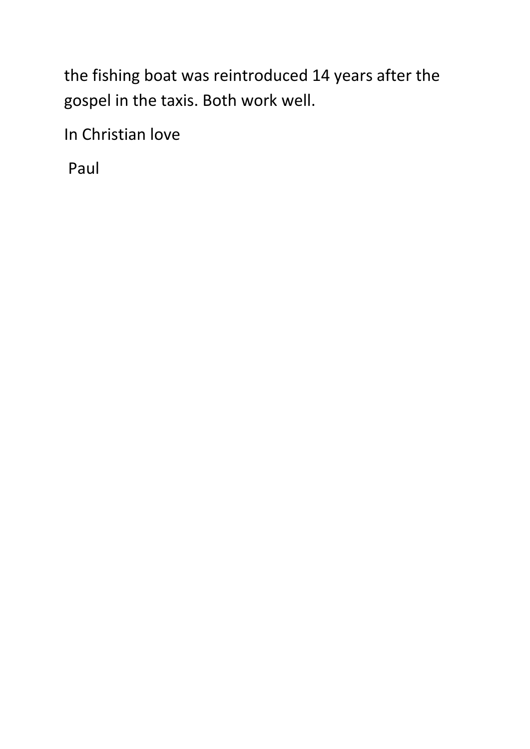the fishing boat was reintroduced 14 years after the gospel in the taxis. Both work well.

In Christian love

Paul